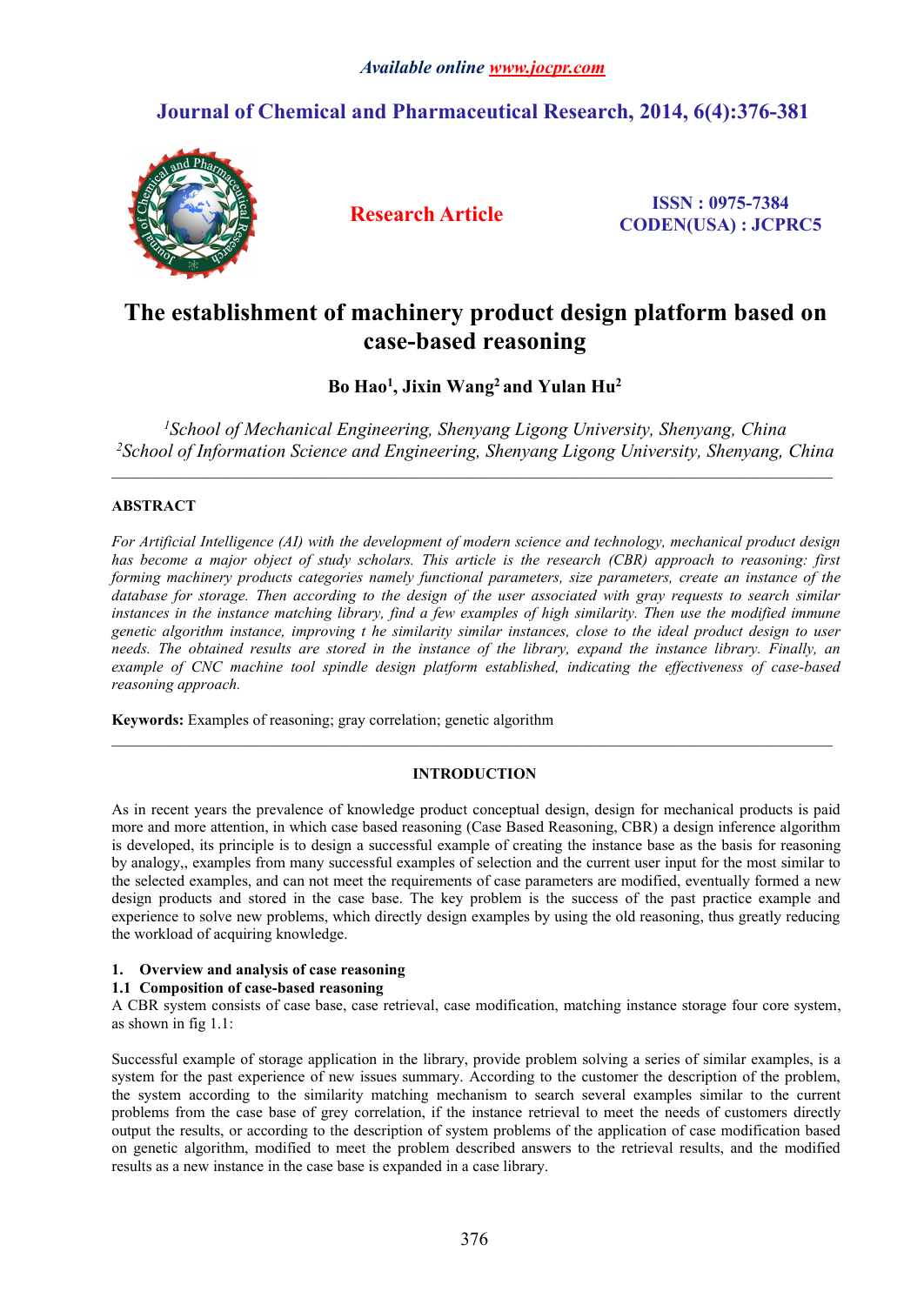# The establishment of machinery product design platform based on case-based reasoning

**Bo Hao[1], Jixin Wang[2] and Yulan Hu[2]**

*[1]School of Mechanical Engineering, Shenyang Ligong University, Shenyang, China*
*[2]School of Information Science and Engineering, Shenyang Ligong University, Shenyang, China*

---

## ABSTRACT

*For Artificial Intelligence (AI) with the development of modern science and technology, mechanical product design has become a major object of study scholars. This article is the research (CBR) approach to reasoning: first forming machinery products categories namely functional parameters, size parameters, create an instance of the database for storage. Then according to the design of the user associated with gray requests to search similar instances in the instance matching library, find a few examples of high similarity. Then use the modified immune genetic algorithm instance, improving t he similarity similar instances, close to the ideal product design to user needs. The obtained results are stored in the instance of the library, expand the instance library. Finally, an example of CNC machine tool spindle design platform established, indicating the effectiveness of case-based reasoning approach.*

**Keywords:** Examples of reasoning; gray correlation; genetic algorithm

---

## INTRODUCTION

As in recent years the prevalence of knowledge product conceptual design, design for mechanical products is paid more and more attention, in which case based reasoning (Case Based Reasoning, CBR) a design inference algorithm is developed, its principle is to design a successful example of creating the instance base as the basis for reasoning by analogy,, examples from many successful examples of selection and the current user input for the most similar to the selected examples, and can not meet the requirements of case parameters are modified, eventually formed a new design products and stored in the case base. The key problem is the success of the past practice example and experience to solve new problems, which directly design examples by using the old reasoning, thus greatly reducing the workload of acquiring knowledge.

### 1. Overview and analysis of case reasoning

### 1.1 Composition of case-based reasoning

A CBR system consists of case base, case retrieval, case modification, matching instance storage four core system, as shown in fig 1.1:

Successful example of storage application in the library, provide problem solving a series of similar examples, is a system for the past experience of new issues summary. According to the customer the description of the problem, the system according to the similarity matching mechanism to search several examples similar to the current problems from the case base of grey correlation, if the instance retrieval to meet the needs of customers directly output the results, or according to the description of system problems of the application of case modification based on genetic algorithm, modified to meet the problem described answers to the retrieval results, and the modified results as a new instance in the case base is expanded in a case library.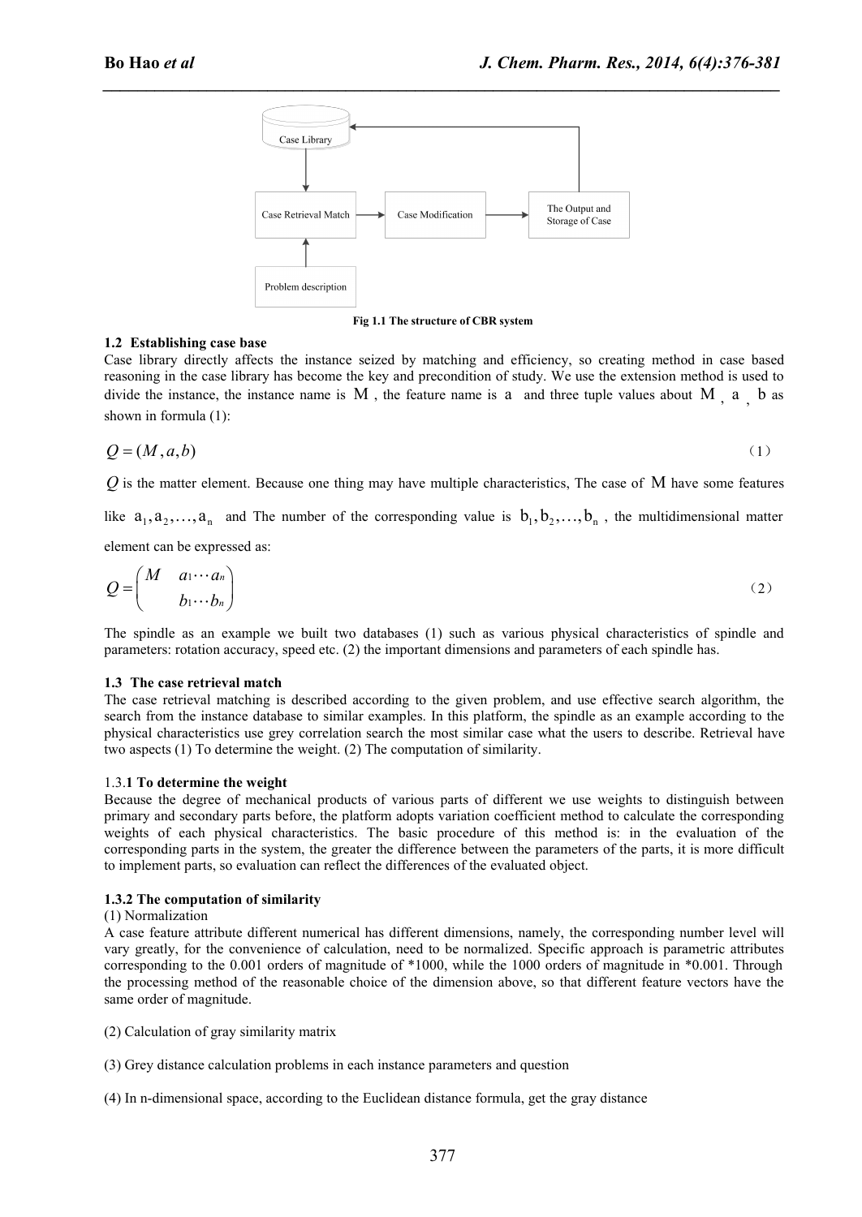Fig 1.1 The structure of CBR system

**1.2 Establishing case base**

Case library directly affects the instance seized by matching and efficiency, so creating method in case based reasoning in the case library has become the key and precondition of study. We use the extension method is used to divide the instance, the instance name is $M$ , the feature name is $a$ and three tuple values about $M$ , $a$ , $b$ as shown in formula (1):

$$Q = (M, a, b) \tag{1}$$

$Q$ is the matter element. Because one thing may have multiple characteristics, The case of $M$ have some features like $a_1, a_2, \ldots, a_n$ and The number of the corresponding value is $b_1, b_2, \ldots, b_n$ , the multidimensional matter element can be expressed as:

$$Q = \begin{pmatrix} M & a_1 \cdots a_n \\ & b_1 \cdots b_n \end{pmatrix} \tag{2}$$

The spindle as an example we built two databases (1) such as various physical characteristics of spindle and parameters: rotation accuracy, speed etc. (2) the important dimensions and parameters of each spindle has.

**1.3 The case retrieval match**

The case retrieval matching is described according to the given problem, and use effective search algorithm, the search from the instance database to similar examples. In this platform, the spindle as an example according to the physical characteristics use grey correlation search the most similar case what the users to describe. Retrieval have two aspects (1) To determine the weight. (2) The computation of similarity.

1.3.**1 To determine the weight**

Because the degree of mechanical products of various parts of different we use weights to distinguish between primary and secondary parts before, the platform adopts variation coefficient method to calculate the corresponding weights of each physical characteristics. The basic procedure of this method is: in the evaluation of the corresponding parts in the system, the greater the difference between the parameters of the parts, it is more difficult to implement parts, so evaluation can reflect the differences of the evaluated object.

**1.3.2 The computation of similarity**

(1) Normalization

A case feature attribute different numerical has different dimensions, namely, the corresponding number level will vary greatly, for the convenience of calculation, need to be normalized. Specific approach is parametric attributes corresponding to the 0.001 orders of magnitude of *1000, while the 1000 orders of magnitude in *0.001. Through the processing method of the reasonable choice of the dimension above, so that different feature vectors have the same order of magnitude.

(2) Calculation of gray similarity matrix

(3) Grey distance calculation problems in each instance parameters and question

(4) In n-dimensional space, according to the Euclidean distance formula, get the gray distance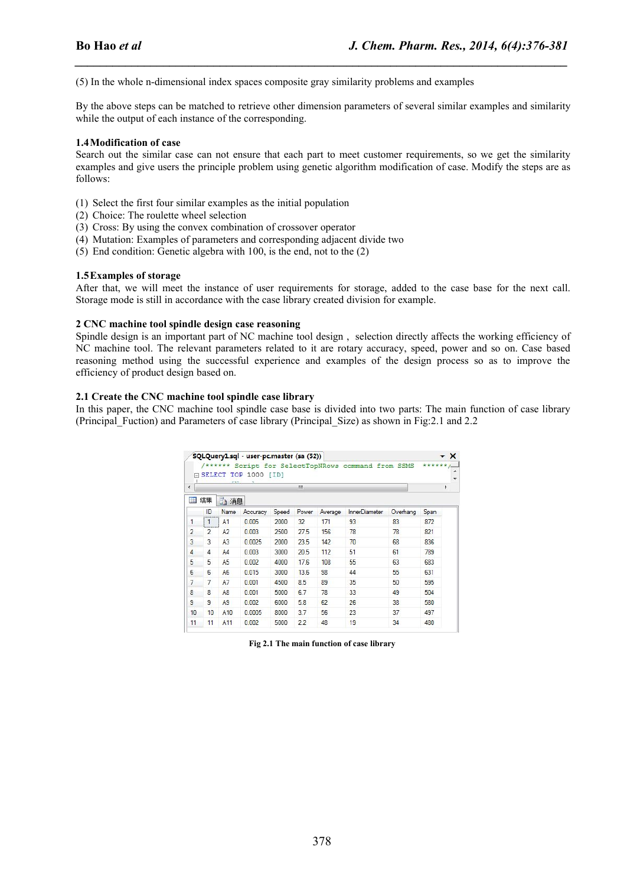(5) In the whole n-dimensional index spaces composite gray similarity problems and examples

By the above steps can be matched to retrieve other dimension parameters of several similar examples and similarity while the output of each instance of the corresponding.

**1.4 Modification of case**

Search out the similar case can not ensure that each part to meet customer requirements, so we get the similarity examples and give users the principle problem using genetic algorithm modification of case. Modify the steps are as follows:

(1) Select the first four similar examples as the initial population
(2) Choice: The roulette wheel selection
(3) Cross: By using the convex combination of crossover operator
(4) Mutation: Examples of parameters and corresponding adjacent divide two
(5) End condition: Genetic algebra with 100, is the end, not to the (2)

**1.5 Examples of storage**

After that, we will meet the instance of user requirements for storage, added to the case base for the next call. Storage mode is still in accordance with the case library created division for example.

**2 CNC machine tool spindle design case reasoning**

Spindle design is an important part of NC machine tool design , selection directly affects the working efficiency of NC machine tool. The relevant parameters related to it are rotary accuracy, speed, power and so on. Case based reasoning method using the successful experience and examples of the design process so as to improve the efficiency of product design based on.

**2.1 Create the CNC machine tool spindle case library**

In this paper, the CNC machine tool spindle case base is divided into two parts: The main function of case library (Principal_Fuction) and Parameters of case library (Principal_Size) as shown in Fig:2.1 and 2.2

```
/****** Script for SelectTopNRows command from SSMS ******/
SELECT TOP 1000 [ID]
```

|  | ID | Name | Accuracy | Speed | Power | Average | InnerDiameter | Overhang | Span |
|---|---|---|---|---|---|---|---|---|---|
| 1 | 1 | A1 | 0.005 | 2000 | 32 | 171 | 93 | 83 | 872 |
| 2 | 2 | A2 | 0.003 | 2500 | 27.5 | 156 | 78 | 78 | 821 |
| 3 | 3 | A3 | 0.0025 | 2000 | 23.5 | 142 | 70 | 68 | 836 |
| 4 | 4 | A4 | 0.003 | 3000 | 20.5 | 112 | 51 | 61 | 789 |
| 5 | 5 | A5 | 0.002 | 4000 | 17.6 | 108 | 55 | 63 | 683 |
| 6 | 6 | A6 | 0.015 | 3000 | 13.6 | 98 | 44 | 55 | 631 |
| 7 | 7 | A7 | 0.001 | 4500 | 8.5 | 89 | 35 | 50 | 595 |
| 8 | 8 | A8 | 0.001 | 5000 | 6.7 | 78 | 33 | 49 | 504 |
| 9 | 9 | A9 | 0.002 | 6000 | 5.8 | 62 | 26 | 38 | 580 |
| 10 | 10 | A10 | 0.0005 | 8000 | 3.7 | 56 | 23 | 37 | 497 |
| 11 | 11 | A11 | 0.002 | 5000 | 2.2 | 48 | 19 | 34 | 480 |

**Fig 2.1 The main function of case library**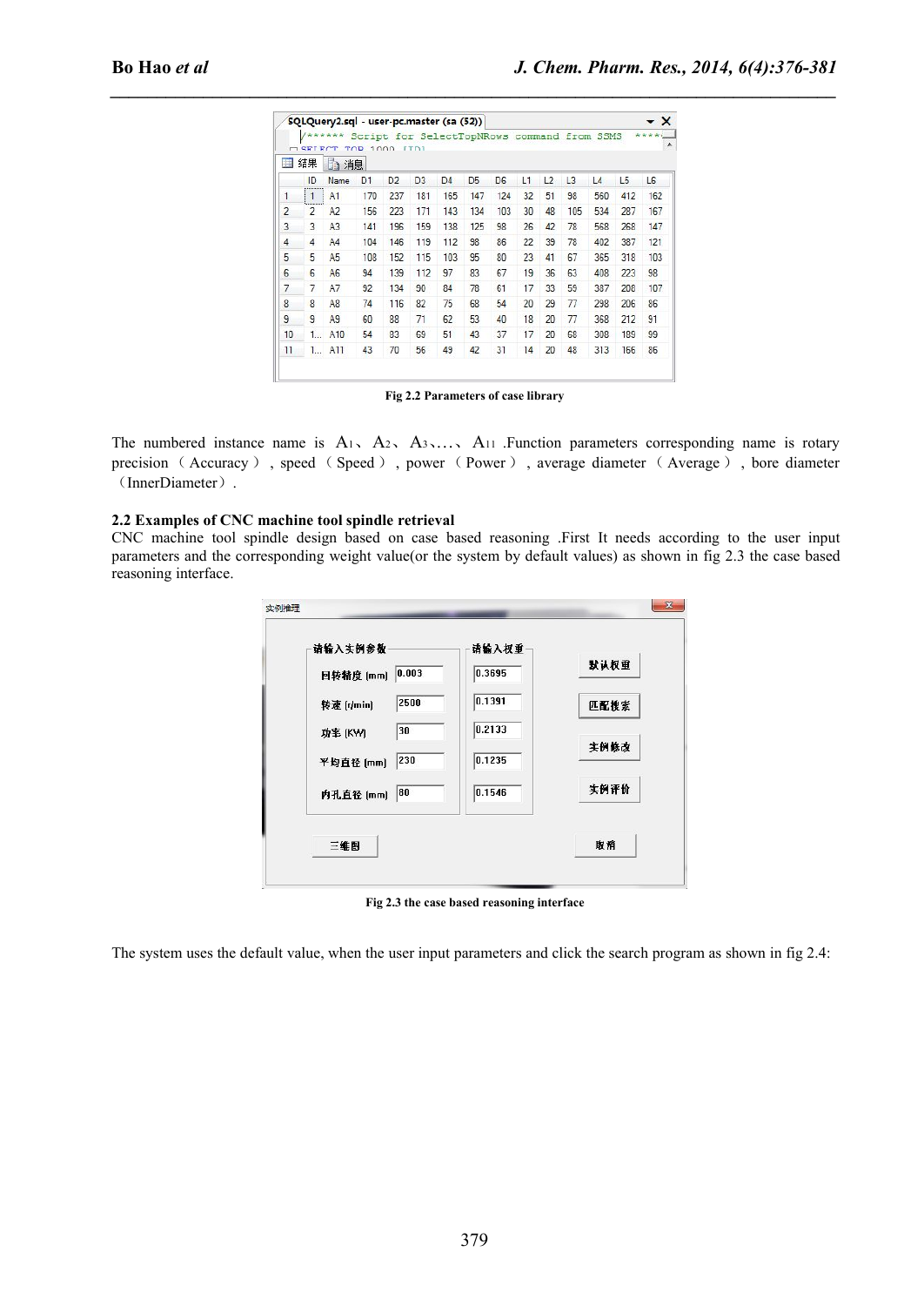| | ID | Name | D1 | D2 | D3 | D4 | D5 | D6 | L1 | L2 | L3 | L4 | L5 | L6 |
|---|---|---|---|---|---|---|---|---|---|---|---|---|---|---|
| 1 | 1 | A1 | 170 | 237 | 181 | 165 | 147 | 124 | 32 | 51 | 98 | 560 | 412 | 162 |
| 2 | 2 | A2 | 156 | 223 | 171 | 143 | 134 | 103 | 30 | 48 | 105 | 534 | 287 | 167 |
| 3 | 3 | A3 | 141 | 196 | 159 | 138 | 125 | 98 | 26 | 42 | 78 | 568 | 268 | 147 |
| 4 | 4 | A4 | 104 | 146 | 119 | 112 | 98 | 86 | 22 | 39 | 78 | 402 | 387 | 121 |
| 5 | 5 | A5 | 108 | 152 | 115 | 103 | 95 | 80 | 23 | 41 | 67 | 365 | 318 | 103 |
| 6 | 6 | A6 | 94 | 139 | 112 | 97 | 83 | 67 | 19 | 36 | 63 | 408 | 223 | 98 |
| 7 | 7 | A7 | 92 | 134 | 90 | 84 | 78 | 61 | 17 | 33 | 59 | 387 | 208 | 107 |
| 8 | 8 | A8 | 74 | 116 | 82 | 75 | 68 | 54 | 20 | 29 | 77 | 298 | 206 | 86 |
| 9 | 9 | A9 | 60 | 88 | 71 | 62 | 53 | 40 | 18 | 20 | 77 | 368 | 212 | 91 |
| 10 | 1... | A10 | 54 | 83 | 69 | 51 | 43 | 37 | 17 | 20 | 68 | 308 | 189 | 99 |
| 11 | 1... | A11 | 43 | 70 | 56 | 49 | 42 | 31 | 14 | 20 | 48 | 313 | 166 | 86 |

**Fig 2.2 Parameters of case library**

The numbered instance name is $A_1$、$A_2$、$A_3$、...、$A_{11}$ .Function parameters corresponding name is rotary precision（Accuracy）, speed（Speed）, power（Power）, average diameter（Average）, bore diameter（InnerDiameter）.

**2.2 Examples of CNC machine tool spindle retrieval**

CNC machine tool spindle design based on case based reasoning .First It needs according to the user input parameters and the corresponding weight value(or the system by default values) as shown in fig 2.3 the case based reasoning interface.

**Fig 2.3 the case based reasoning interface**

The system uses the default value, when the user input parameters and click the search program as shown in fig 2.4: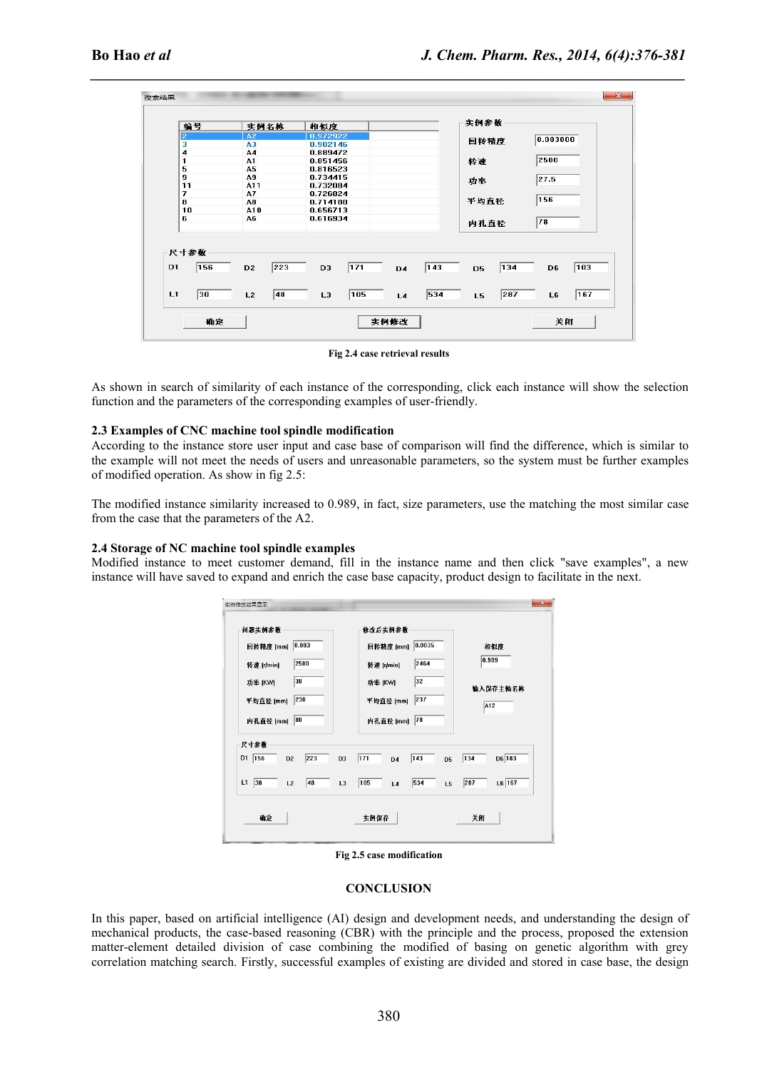Fig 2.4 case retrieval results

As shown in search of similarity of each instance of the corresponding, click each instance will show the selection function and the parameters of the corresponding examples of user-friendly.

### 2.3 Examples of CNC machine tool spindle modification

According to the instance store user input and case base of comparison will find the difference, which is similar to the example will not meet the needs of users and unreasonable parameters, so the system must be further examples of modified operation. As show in fig 2.5:

The modified instance similarity increased to 0.989, in fact, size parameters, use the matching the most similar case from the case that the parameters of the A2.

### 2.4 Storage of NC machine tool spindle examples

Modified instance to meet customer demand, fill in the instance name and then click "save examples", a new instance will have saved to expand and enrich the case base capacity, product design to facilitate in the next.

Fig 2.5 case modification

## CONCLUSION

In this paper, based on artificial intelligence (AI) design and development needs, and understanding the design of mechanical products, the case-based reasoning (CBR) with the principle and the process, proposed the extension matter-element detailed division of case combining the modified of basing on genetic algorithm with grey correlation matching search. Firstly, successful examples of existing are divided and stored in case base, the design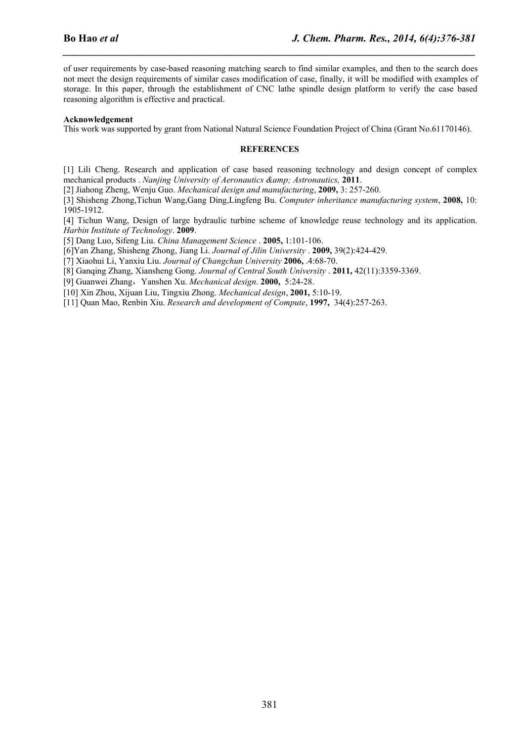of user requirements by case-based reasoning matching search to find similar examples, and then to the search does not meet the design requirements of similar cases modification of case, finally, it will be modified with examples of storage. In this paper, through the establishment of CNC lathe spindle design platform to verify the case based reasoning algorithm is effective and practical.

**Acknowledgement**

This work was supported by grant from National Natural Science Foundation Project of China (Grant No.61170146).

## REFERENCES

[1] Lili Cheng. Research and application of case based reasoning technology and design concept of complex mechanical products . *Nanjing University of Aeronautics &amp; Astronautics,* **2011**.

[2] Jiahong Zheng, Wenju Guo. *Mechanical design and manufacturing*, **2009,** 3: 257-260.

[3] Shisheng Zhong,Tichun Wang,Gang Ding,Lingfeng Bu. *Computer inheritance manufacturing system*, **2008,** 10: 1905-1912.

[4] Tichun Wang, Design of large hydraulic turbine scheme of knowledge reuse technology and its application. *Harbin Institute of Technology*. **2009**.

[5] Dang Luo, Sifeng Liu. *China Management Science* . **2005,** 1:101-106.

[6]Yan Zhang, Shisheng Zhong, Jiang Li. *Journal of Jilin University* . **2009,** 39(2):424-429.

[7] Xiaohui Li, Yanxiu Liu. *Journal of Changchun University* **2006,** .4:68-70.

[8] Ganqing Zhang, Xiansheng Gong. *Journal of Central South University* . **2011,** 42(11):3359-3369.

[9] Guanwei Zhang，Yanshen Xu. *Mechanical design*. **2000,** 5:24-28.

[10] Xin Zhou, Xijuan Liu, Tingxiu Zhong. *Mechanical design*, **2001,** 5:10-19.

[11] Quan Mao, Renbin Xiu. *Research and development of Compute*, **1997,** 34(4):257-263.